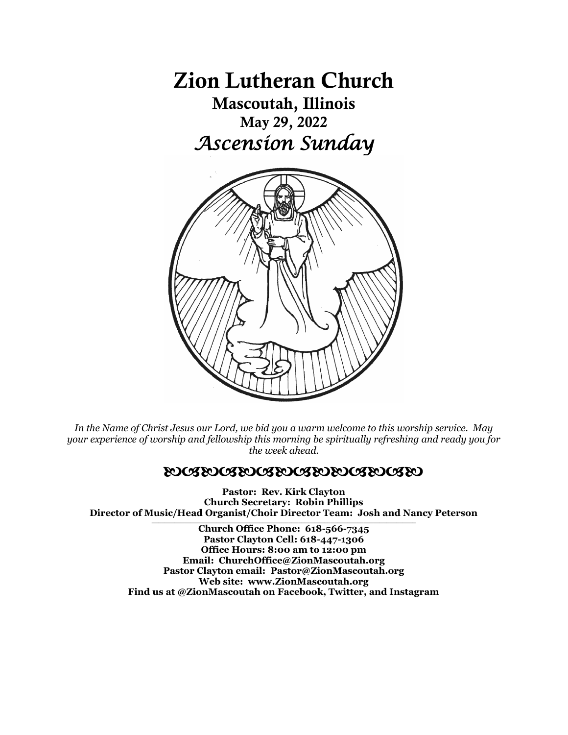# Zion Lutheran Church

## Mascoutah, Illinois

### May 29, 2022

## *Ascension Sunday*

*In the Name of Christ Jesus our Lord, we bid you a warm welcome to this worship service. May your experience of worship and fellowship this morning be spiritually refreshing and ready you for the week ahead.*

**Pastor: Rev. Kirk Clayton**
**Church Secretary: Robin Phillips**
**Director of Music/Head Organist/Choir Director Team: Josh and Nancy Peterson**

---

**Church Office Phone: 618-566-7345**
**Pastor Clayton Cell: 618-447-1306**
**Office Hours: 8:00 am to 12:00 pm**
**Email: ChurchOffice@ZionMascoutah.org**
**Pastor Clayton email: Pastor@ZionMascoutah.org**
**Web site: www.ZionMascoutah.org**
**Find us at @ZionMascoutah on Facebook, Twitter, and Instagram**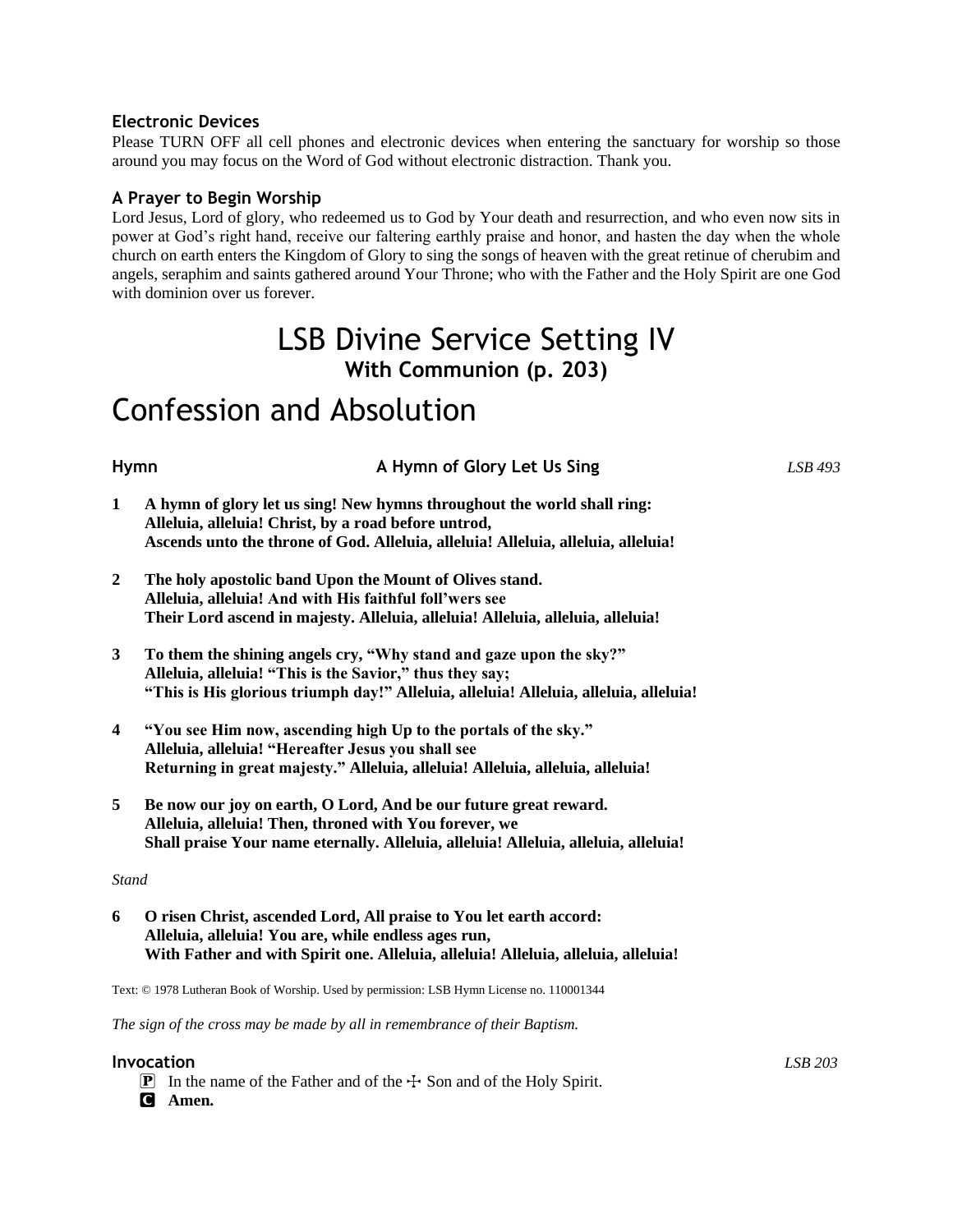### Electronic Devices

Please TURN OFF all cell phones and electronic devices when entering the sanctuary for worship so those around you may focus on the Word of God without electronic distraction. Thank you.

### A Prayer to Begin Worship

Lord Jesus, Lord of glory, who redeemed us to God by Your death and resurrection, and who even now sits in power at God's right hand, receive our faltering earthly praise and honor, and hasten the day when the whole church on earth enters the Kingdom of Glory to sing the songs of heaven with the great retinue of cherubim and angels, seraphim and saints gathered around Your Throne; who with the Father and the Holy Spirit are one God with dominion over us forever.

# LSB Divine Service Setting IV
## With Communion (p. 203)

# Confession and Absolution

**Hymn** — **A Hymn of Glory Let Us Sing** — *LSB 493*

**1 A hymn of glory let us sing! New hymns throughout the world shall ring:**
**Alleluia, alleluia! Christ, by a road before untrod,**
**Ascends unto the throne of God. Alleluia, alleluia! Alleluia, alleluia, alleluia!**

**2 The holy apostolic band Upon the Mount of Olives stand.**
**Alleluia, alleluia! And with His faithful foll'wers see**
**Their Lord ascend in majesty. Alleluia, alleluia! Alleluia, alleluia, alleluia!**

**3 To them the shining angels cry, "Why stand and gaze upon the sky?"**
**Alleluia, alleluia! "This is the Savior," thus they say;**
**"This is His glorious triumph day!" Alleluia, alleluia! Alleluia, alleluia, alleluia!**

**4 "You see Him now, ascending high Up to the portals of the sky."**
**Alleluia, alleluia! "Hereafter Jesus you shall see**
**Returning in great majesty." Alleluia, alleluia! Alleluia, alleluia, alleluia!**

**5 Be now our joy on earth, O Lord, And be our future great reward.**
**Alleluia, alleluia! Then, throned with You forever, we**
**Shall praise Your name eternally. Alleluia, alleluia! Alleluia, alleluia, alleluia!**

*Stand*

**6 O risen Christ, ascended Lord, All praise to You let earth accord:**
**Alleluia, alleluia! You are, while endless ages run,**
**With Father and with Spirit one. Alleluia, alleluia! Alleluia, alleluia, alleluia!**

Text: © 1978 Lutheran Book of Worship. Used by permission: LSB Hymn License no. 110001344

*The sign of the cross may be made by all in remembrance of their Baptism.*

**Invocation** — *LSB 203*

P In the name of the Father and of the ☩ Son and of the Holy Spirit.

C **Amen.**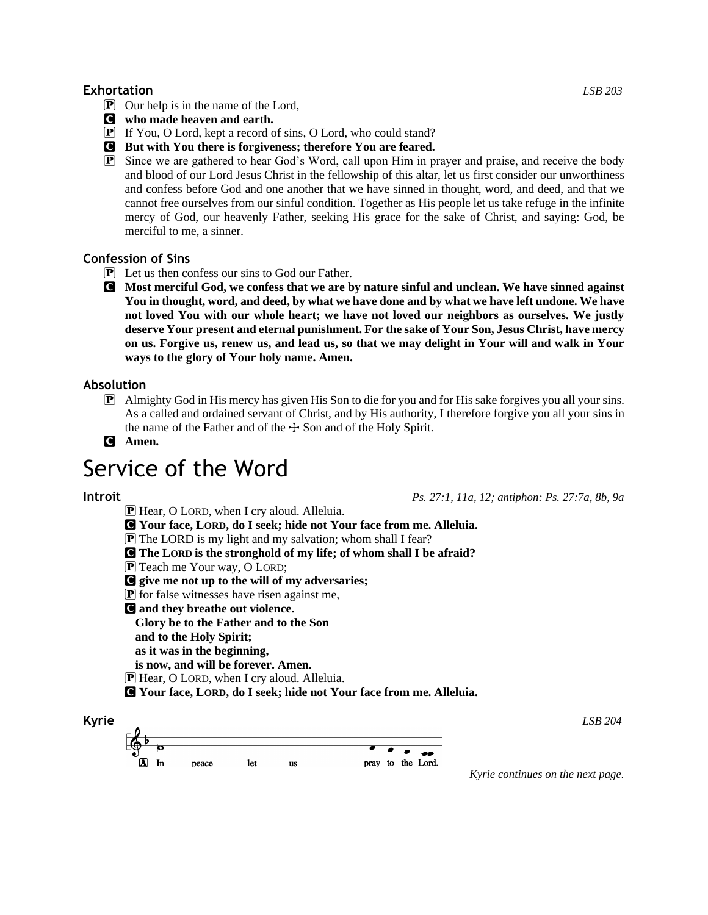### Exhortation

*LSB 203*

P Our help is in the name of the Lord,

C **who made heaven and earth.**

P If You, O Lord, kept a record of sins, O Lord, who could stand?

C **But with You there is forgiveness; therefore You are feared.**

P Since we are gathered to hear God's Word, call upon Him in prayer and praise, and receive the body and blood of our Lord Jesus Christ in the fellowship of this altar, let us first consider our unworthiness and confess before God and one another that we have sinned in thought, word, and deed, and that we cannot free ourselves from our sinful condition. Together as His people let us take refuge in the infinite mercy of God, our heavenly Father, seeking His grace for the sake of Christ, and saying: God, be merciful to me, a sinner.

### Confession of Sins

P Let us then confess our sins to God our Father.

C **Most merciful God, we confess that we are by nature sinful and unclean. We have sinned against You in thought, word, and deed, by what we have done and by what we have left undone. We have not loved You with our whole heart; we have not loved our neighbors as ourselves. We justly deserve Your present and eternal punishment. For the sake of Your Son, Jesus Christ, have mercy on us. Forgive us, renew us, and lead us, so that we may delight in Your will and walk in Your ways to the glory of Your holy name. Amen.**

### Absolution

P Almighty God in His mercy has given His Son to die for you and for His sake forgives you all your sins. As a called and ordained servant of Christ, and by His authority, I therefore forgive you all your sins in the name of the Father and of the ☩ Son and of the Holy Spirit.

C **Amen.**

# Service of the Word

### Introit

*Ps. 27:1, 11a, 12; antiphon: Ps. 27:7a, 8b, 9a*

P Hear, O LORD, when I cry aloud. Alleluia.

C **Your face, LORD, do I seek; hide not Your face from me. Alleluia.**

P The LORD is my light and my salvation; whom shall I fear?

C **The LORD is the stronghold of my life; of whom shall I be afraid?**

P Teach me Your way, O LORD;

C **give me not up to the will of my adversaries;**

P for false witnesses have risen against me,

C **and they breathe out violence.**
**Glory be to the Father and to the Son**
**and to the Holy Spirit;**
**as it was in the beginning,**
**is now, and will be forever. Amen.**

P Hear, O LORD, when I cry aloud. Alleluia.

C **Your face, LORD, do I seek; hide not Your face from me. Alleluia.**

### Kyrie

*LSB 204*

A In peace let us pray to the Lord.

*Kyrie continues on the next page.*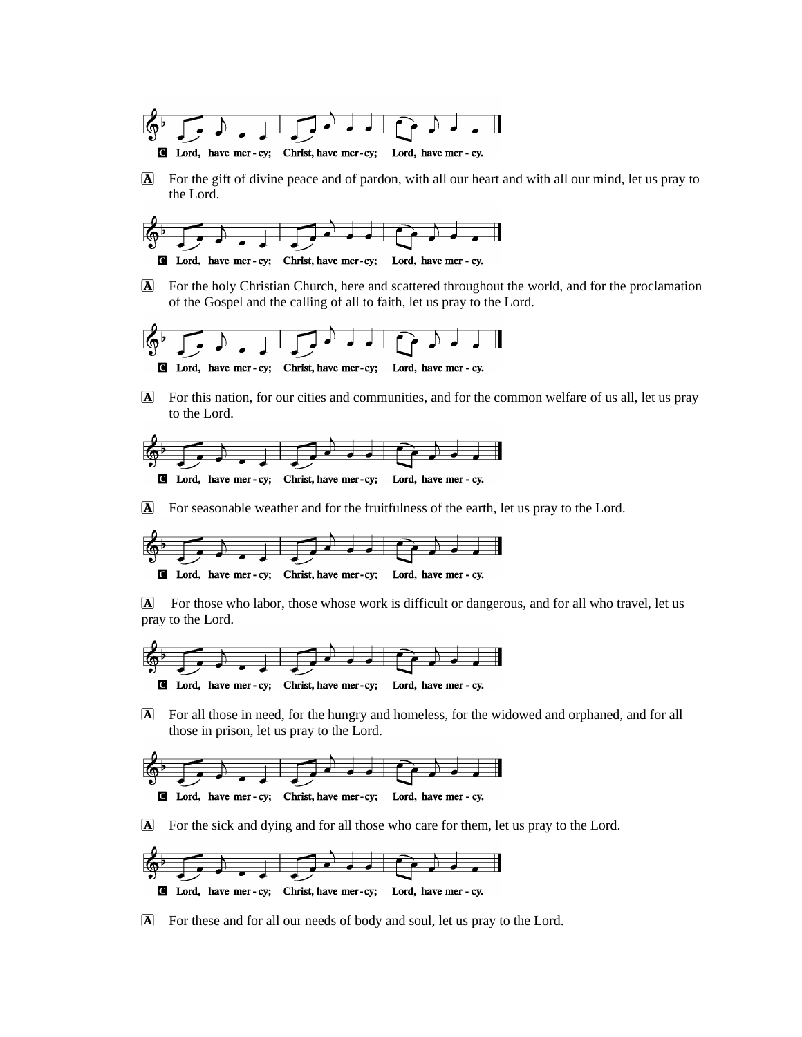C Lord, have mer - cy; Christ, have mer - cy; Lord, have mer - cy.

A For the gift of divine peace and of pardon, with all our heart and with all our mind, let us pray to the Lord.

C Lord, have mer - cy; Christ, have mer - cy; Lord, have mer - cy.

A For the holy Christian Church, here and scattered throughout the world, and for the proclamation of the Gospel and the calling of all to faith, let us pray to the Lord.

C Lord, have mer - cy; Christ, have mer - cy; Lord, have mer - cy.

A For this nation, for our cities and communities, and for the common welfare of us all, let us pray to the Lord.

C Lord, have mer - cy; Christ, have mer - cy; Lord, have mer - cy.

A For seasonable weather and for the fruitfulness of the earth, let us pray to the Lord.

C Lord, have mer - cy; Christ, have mer - cy; Lord, have mer - cy.

A For those who labor, those whose work is difficult or dangerous, and for all who travel, let us pray to the Lord.

C Lord, have mer - cy; Christ, have mer - cy; Lord, have mer - cy.

A For all those in need, for the hungry and homeless, for the widowed and orphaned, and for all those in prison, let us pray to the Lord.

C Lord, have mer - cy; Christ, have mer - cy; Lord, have mer - cy.

A For the sick and dying and for all those who care for them, let us pray to the Lord.

C Lord, have mer - cy; Christ, have mer - cy; Lord, have mer - cy.

A For these and for all our needs of body and soul, let us pray to the Lord.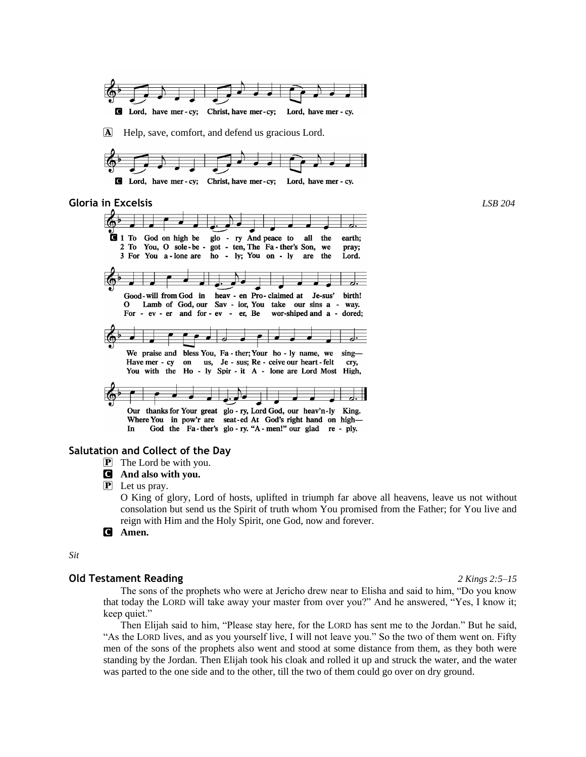**C** Lord, have mer - cy; Christ, have mer - cy; Lord, have mer - cy.

**A** Help, save, comfort, and defend us gracious Lord.

**C** Lord, have mer - cy; Christ, have mer - cy; Lord, have mer - cy.

## Gloria in Excelsis

*LSB 204*

**C** 1 To God on high be glo - ry And peace to all the earth;
Good - will from God in heav - en Pro - claimed at Je-sus' birth!
We praise and bless You, Fa - ther; Your ho - ly name, we sing—
Our thanks for Your great glo - ry, Lord God, our heav'n - ly King.

2 To You, O sole - be - got - ten, The Fa - ther's Son, we pray;
O Lamb of God, our Sav - ior, You take our sins a - way.
Have mer - cy on us, Je - sus; Re - ceive our heart - felt cry,
Where You in pow'r are seat - ed At God's right hand on high—

3 For You a - lone are ho - ly; You on - ly are the Lord.
For - ev - er and for - ev - er, Be wor-shiped and a - dored;
You with the Ho - ly Spir - it A - lone are Lord Most High,
In God the Fa - ther's glo - ry. "A - men!" our glad re - ply.

## Salutation and Collect of the Day

**P** The Lord be with you.

**C** **And also with you.**

**P** Let us pray.

O King of glory, Lord of hosts, uplifted in triumph far above all heavens, leave us not without consolation but send us the Spirit of truth whom You promised from the Father; for You live and reign with Him and the Holy Spirit, one God, now and forever.

**C** **Amen.**

*Sit*

## Old Testament Reading

*2 Kings 2:5–15*

The sons of the prophets who were at Jericho drew near to Elisha and said to him, "Do you know that today the LORD will take away your master from over you?" And he answered, "Yes, I know it; keep quiet."

Then Elijah said to him, "Please stay here, for the LORD has sent me to the Jordan." But he said, "As the LORD lives, and as you yourself live, I will not leave you." So the two of them went on. Fifty men of the sons of the prophets also went and stood at some distance from them, as they both were standing by the Jordan. Then Elijah took his cloak and rolled it up and struck the water, and the water was parted to the one side and to the other, till the two of them could go over on dry ground.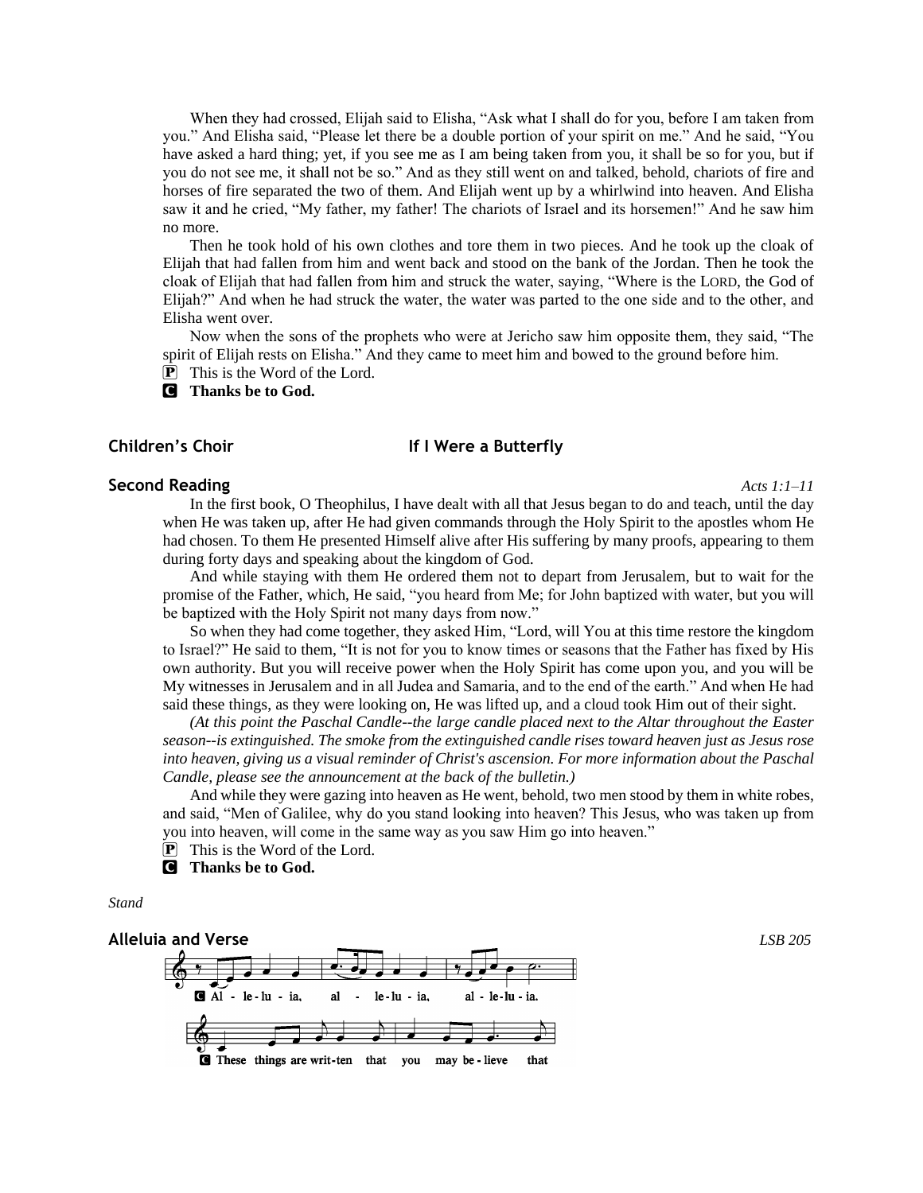When they had crossed, Elijah said to Elisha, "Ask what I shall do for you, before I am taken from you." And Elisha said, "Please let there be a double portion of your spirit on me." And he said, "You have asked a hard thing; yet, if you see me as I am being taken from you, it shall be so for you, but if you do not see me, it shall not be so." And as they still went on and talked, behold, chariots of fire and horses of fire separated the two of them. And Elijah went up by a whirlwind into heaven. And Elisha saw it and he cried, "My father, my father! The chariots of Israel and its horsemen!" And he saw him no more.

Then he took hold of his own clothes and tore them in two pieces. And he took up the cloak of Elijah that had fallen from him and went back and stood on the bank of the Jordan. Then he took the cloak of Elijah that had fallen from him and struck the water, saying, "Where is the LORD, the God of Elijah?" And when he had struck the water, the water was parted to the one side and to the other, and Elisha went over.

Now when the sons of the prophets who were at Jericho saw him opposite them, they said, "The spirit of Elijah rests on Elisha." And they came to meet him and bowed to the ground before him.

P This is the Word of the Lord.

C **Thanks be to God.**

**Children's Choir** **If I Were a Butterfly**

**Second Reading** *Acts 1:1–11*

In the first book, O Theophilus, I have dealt with all that Jesus began to do and teach, until the day when He was taken up, after He had given commands through the Holy Spirit to the apostles whom He had chosen. To them He presented Himself alive after His suffering by many proofs, appearing to them during forty days and speaking about the kingdom of God.

And while staying with them He ordered them not to depart from Jerusalem, but to wait for the promise of the Father, which, He said, "you heard from Me; for John baptized with water, but you will be baptized with the Holy Spirit not many days from now."

So when they had come together, they asked Him, "Lord, will You at this time restore the kingdom to Israel?" He said to them, "It is not for you to know times or seasons that the Father has fixed by His own authority. But you will receive power when the Holy Spirit has come upon you, and you will be My witnesses in Jerusalem and in all Judea and Samaria, and to the end of the earth." And when He had said these things, as they were looking on, He was lifted up, and a cloud took Him out of their sight.

*(At this point the Paschal Candle--the large candle placed next to the Altar throughout the Easter season--is extinguished. The smoke from the extinguished candle rises toward heaven just as Jesus rose into heaven, giving us a visual reminder of Christ's ascension. For more information about the Paschal Candle, please see the announcement at the back of the bulletin.)*

And while they were gazing into heaven as He went, behold, two men stood by them in white robes, and said, "Men of Galilee, why do you stand looking into heaven? This Jesus, who was taken up from you into heaven, will come in the same way as you saw Him go into heaven."

P This is the Word of the Lord.

C **Thanks be to God.**

*Stand*

**Alleluia and Verse** *LSB 205*

C Al - le - lu - ia, al - le - lu - ia, al - le - lu - ia.

C These things are writ - ten that you may be - lieve that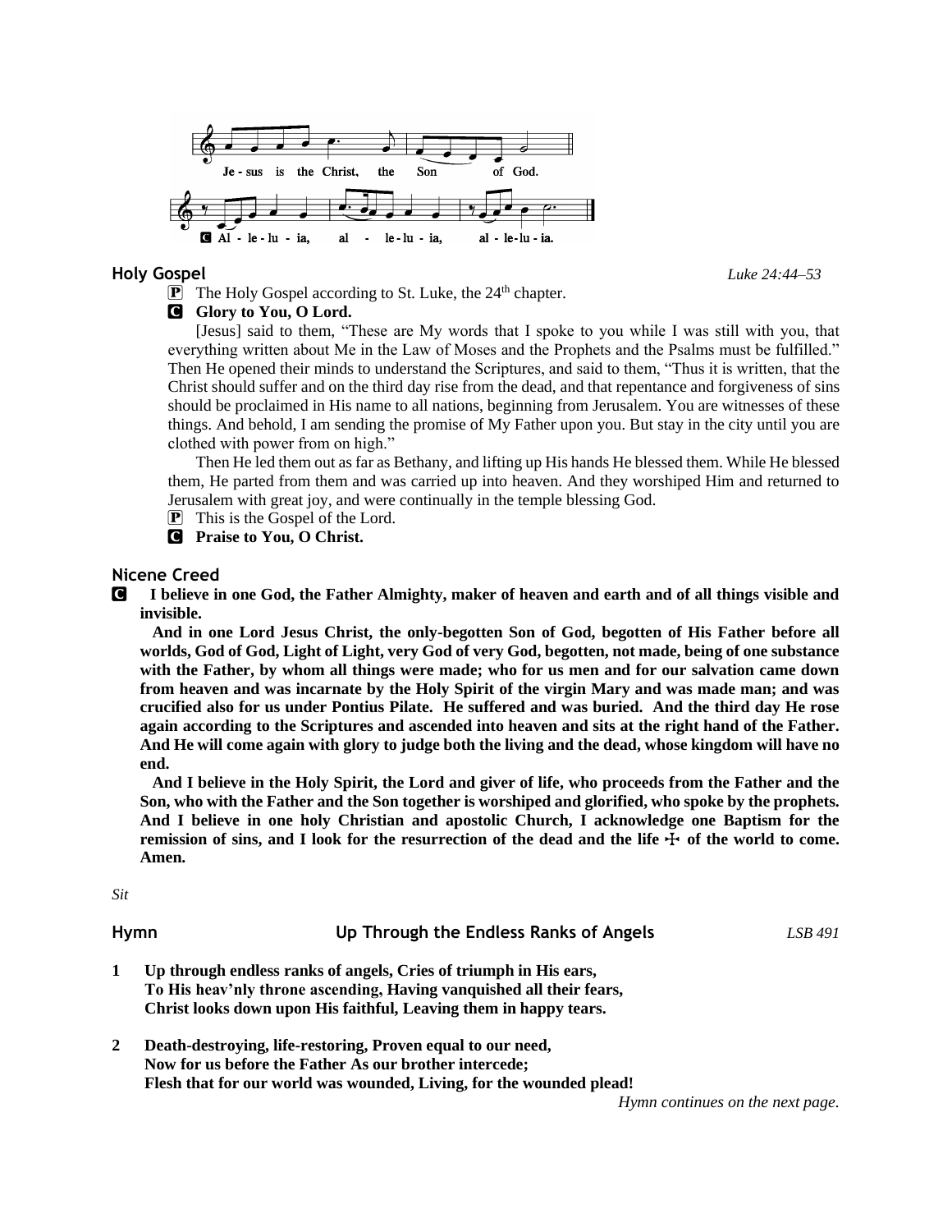Je - sus is the Christ, the Son of God.

C Al - le - lu - ia, al - le - lu - ia, al - le - lu - ia.

### Holy Gospel *Luke 24:44–53*

P The Holy Gospel according to St. Luke, the 24th chapter.

C **Glory to You, O Lord.**

[Jesus] said to them, "These are My words that I spoke to you while I was still with you, that everything written about Me in the Law of Moses and the Prophets and the Psalms must be fulfilled." Then He opened their minds to understand the Scriptures, and said to them, "Thus it is written, that the Christ should suffer and on the third day rise from the dead, and that repentance and forgiveness of sins should be proclaimed in His name to all nations, beginning from Jerusalem. You are witnesses of these things. And behold, I am sending the promise of My Father upon you. But stay in the city until you are clothed with power from on high."

Then He led them out as far as Bethany, and lifting up His hands He blessed them. While He blessed them, He parted from them and was carried up into heaven. And they worshiped Him and returned to Jerusalem with great joy, and were continually in the temple blessing God.

P This is the Gospel of the Lord.

C **Praise to You, O Christ.**

### Nicene Creed

C **I believe in one God, the Father Almighty, maker of heaven and earth and of all things visible and invisible.**

**And in one Lord Jesus Christ, the only-begotten Son of God, begotten of His Father before all worlds, God of God, Light of Light, very God of very God, begotten, not made, being of one substance with the Father, by whom all things were made; who for us men and for our salvation came down from heaven and was incarnate by the Holy Spirit of the virgin Mary and was made man; and was crucified also for us under Pontius Pilate. He suffered and was buried. And the third day He rose again according to the Scriptures and ascended into heaven and sits at the right hand of the Father. And He will come again with glory to judge both the living and the dead, whose kingdom will have no end.**

**And I believe in the Holy Spirit, the Lord and giver of life, who proceeds from the Father and the Son, who with the Father and the Son together is worshiped and glorified, who spoke by the prophets. And I believe in one holy Christian and apostolic Church, I acknowledge one Baptism for the remission of sins, and I look for the resurrection of the dead and the life ☩ of the world to come. Amen.**

*Sit*

### Hymn — Up Through the Endless Ranks of Angels — *LSB 491*

**1** **Up through endless ranks of angels, Cries of triumph in His ears,**
**To His heav'nly throne ascending, Having vanquished all their fears,**
**Christ looks down upon His faithful, Leaving them in happy tears.**

**2** **Death-destroying, life-restoring, Proven equal to our need,**
**Now for us before the Father As our brother intercede;**
**Flesh that for our world was wounded, Living, for the wounded plead!**

*Hymn continues on the next page.*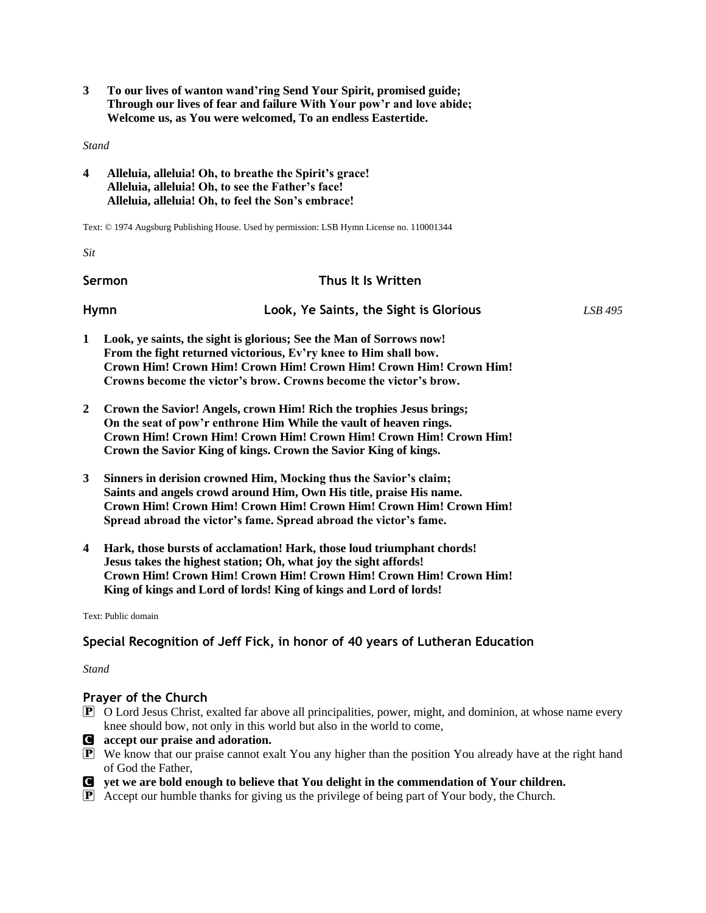**3 To our lives of wanton wand'ring Send Your Spirit, promised guide;**
**Through our lives of fear and failure With Your pow'r and love abide;**
**Welcome us, as You were welcomed, To an endless Eastertide.**

*Stand*

**4 Alleluia, alleluia! Oh, to breathe the Spirit's grace!**
**Alleluia, alleluia! Oh, to see the Father's face!**
**Alleluia, alleluia! Oh, to feel the Son's embrace!**

Text: © 1974 Augsburg Publishing House. Used by permission: LSB Hymn License no. 110001344

*Sit*

## Sermon — Thus It Is Written

## Hymn — Look, Ye Saints, the Sight is Glorious — *LSB 495*

**1 Look, ye saints, the sight is glorious; See the Man of Sorrows now!**
**From the fight returned victorious, Ev'ry knee to Him shall bow.**
**Crown Him! Crown Him! Crown Him! Crown Him! Crown Him! Crown Him!**
**Crowns become the victor's brow. Crowns become the victor's brow.**

**2 Crown the Savior! Angels, crown Him! Rich the trophies Jesus brings;**
**On the seat of pow'r enthrone Him While the vault of heaven rings.**
**Crown Him! Crown Him! Crown Him! Crown Him! Crown Him! Crown Him!**
**Crown the Savior King of kings. Crown the Savior King of kings.**

**3 Sinners in derision crowned Him, Mocking thus the Savior's claim;**
**Saints and angels crowd around Him, Own His title, praise His name.**
**Crown Him! Crown Him! Crown Him! Crown Him! Crown Him! Crown Him!**
**Spread abroad the victor's fame. Spread abroad the victor's fame.**

**4 Hark, those bursts of acclamation! Hark, those loud triumphant chords!**
**Jesus takes the highest station; Oh, what joy the sight affords!**
**Crown Him! Crown Him! Crown Him! Crown Him! Crown Him! Crown Him!**
**King of kings and Lord of lords! King of kings and Lord of lords!**

Text: Public domain

## Special Recognition of Jeff Fick, in honor of 40 years of Lutheran Education

*Stand*

## Prayer of the Church

P O Lord Jesus Christ, exalted far above all principalities, power, might, and dominion, at whose name every knee should bow, not only in this world but also in the world to come,

C **accept our praise and adoration.**

P We know that our praise cannot exalt You any higher than the position You already have at the right hand of God the Father,

C **yet we are bold enough to believe that You delight in the commendation of Your children.**

P Accept our humble thanks for giving us the privilege of being part of Your body, the Church.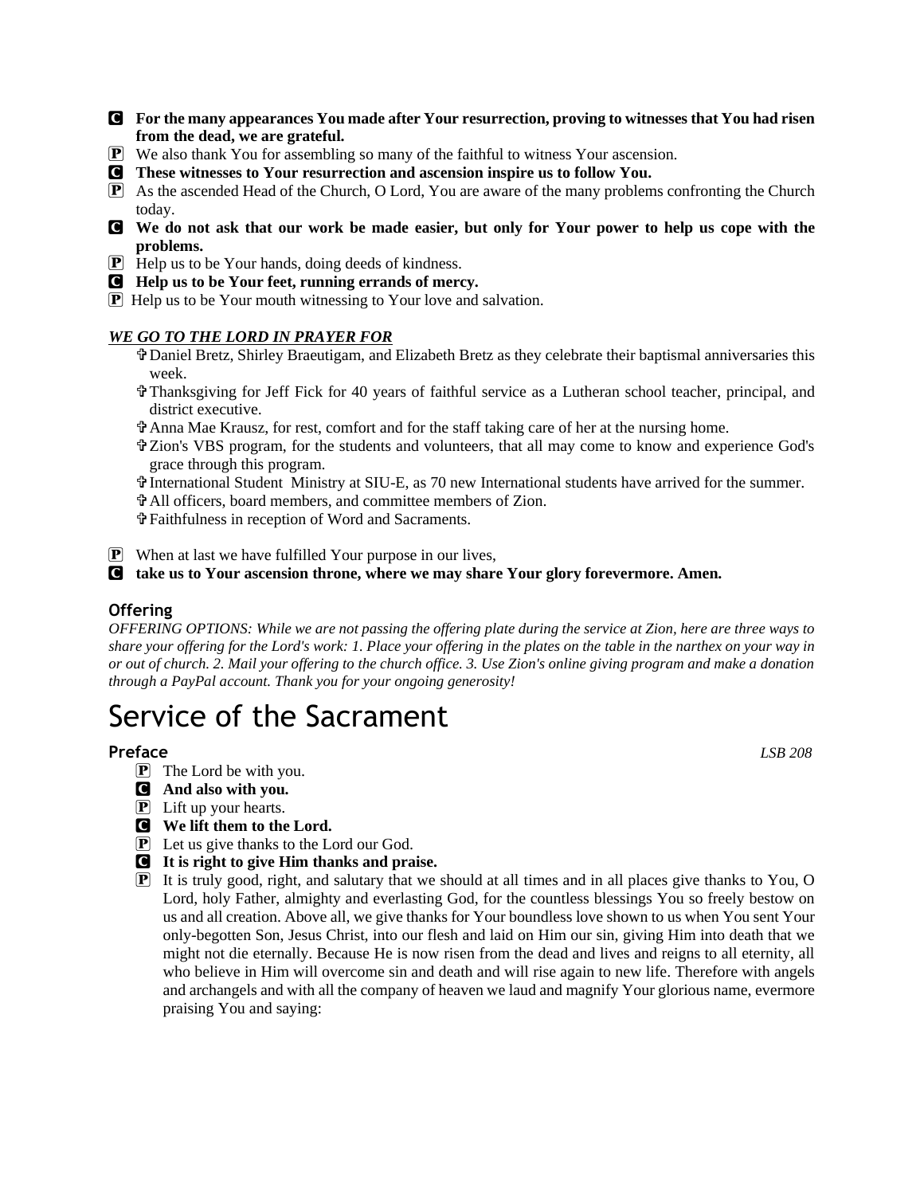**C** **For the many appearances You made after Your resurrection, proving to witnesses that You had risen from the dead, we are grateful.**

**P** We also thank You for assembling so many of the faithful to witness Your ascension.

**C** **These witnesses to Your resurrection and ascension inspire us to follow You.**

**P** As the ascended Head of the Church, O Lord, You are aware of the many problems confronting the Church today.

**C** **We do not ask that our work be made easier, but only for Your power to help us cope with the problems.**

**P** Help us to be Your hands, doing deeds of kindness.

**C** **Help us to be Your feet, running errands of mercy.**

**P** Help us to be Your mouth witnessing to Your love and salvation.

***WE GO TO THE LORD IN PRAYER FOR***

- ✞ Daniel Bretz, Shirley Braeutigam, and Elizabeth Bretz as they celebrate their baptismal anniversaries this week.
- ✞ Thanksgiving for Jeff Fick for 40 years of faithful service as a Lutheran school teacher, principal, and district executive.
- ✞ Anna Mae Krausz, for rest, comfort and for the staff taking care of her at the nursing home.
- ✞ Zion's VBS program, for the students and volunteers, that all may come to know and experience God's grace through this program.
- ✞ International Student Ministry at SIU-E, as 70 new International students have arrived for the summer.
- ✞ All officers, board members, and committee members of Zion.
- ✞ Faithfulness in reception of Word and Sacraments.

**P** When at last we have fulfilled Your purpose in our lives,

**C** **take us to Your ascension throne, where we may share Your glory forevermore. Amen.**

### Offering

*OFFERING OPTIONS: While we are not passing the offering plate during the service at Zion, here are three ways to share your offering for the Lord's work: 1. Place your offering in the plates on the table in the narthex on your way in or out of church. 2. Mail your offering to the church office. 3. Use Zion's online giving program and make a donation through a PayPal account. Thank you for your ongoing generosity!*

# Service of the Sacrament

### Preface *LSB 208*

**P** The Lord be with you.

**C** **And also with you.**

**P** Lift up your hearts.

**C** **We lift them to the Lord.**

**P** Let us give thanks to the Lord our God.

**C** **It is right to give Him thanks and praise.**

**P** It is truly good, right, and salutary that we should at all times and in all places give thanks to You, O Lord, holy Father, almighty and everlasting God, for the countless blessings You so freely bestow on us and all creation. Above all, we give thanks for Your boundless love shown to us when You sent Your only-begotten Son, Jesus Christ, into our flesh and laid on Him our sin, giving Him into death that we might not die eternally. Because He is now risen from the dead and lives and reigns to all eternity, all who believe in Him will overcome sin and death and will rise again to new life. Therefore with angels and archangels and with all the company of heaven we laud and magnify Your glorious name, evermore praising You and saying: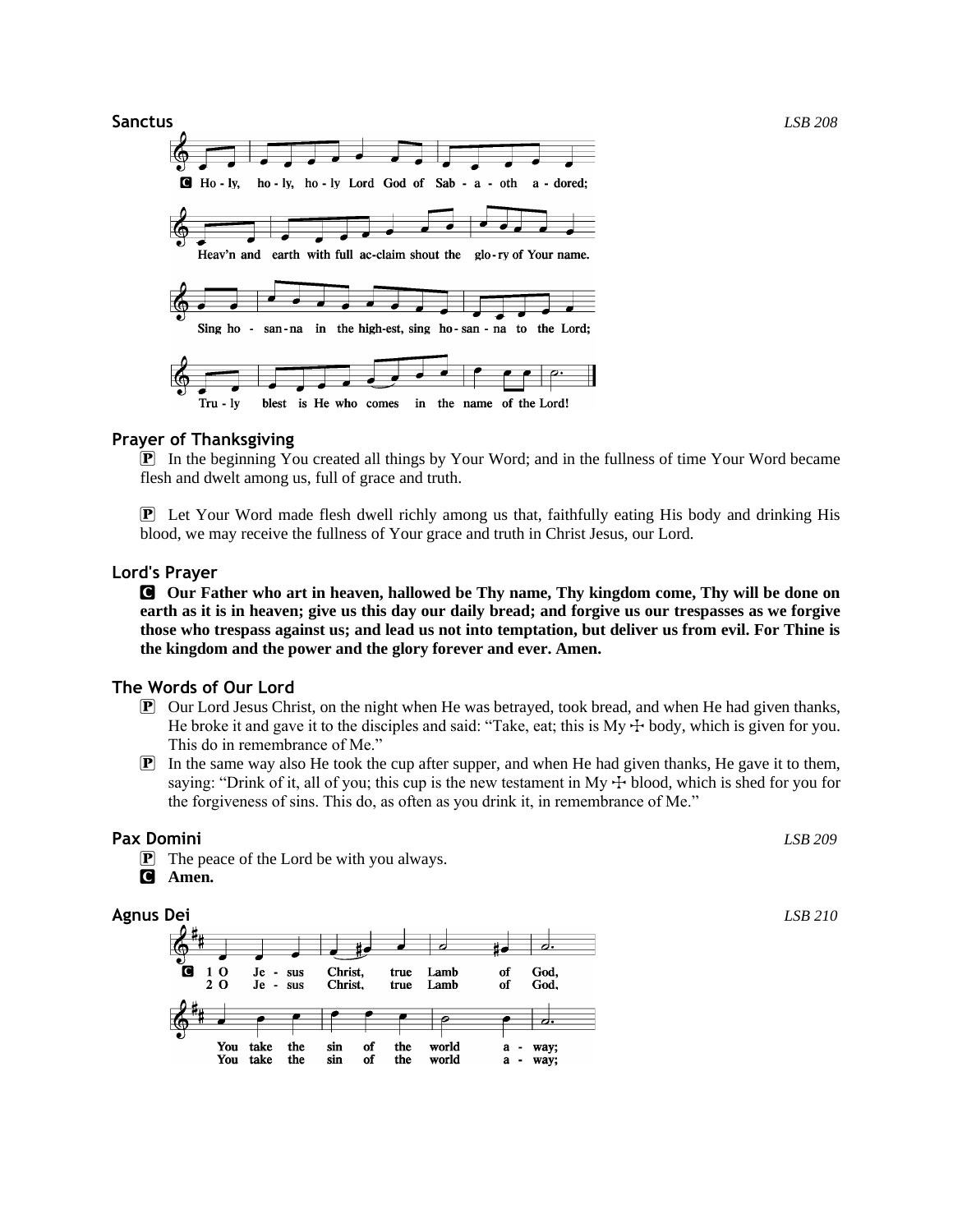**Sanctus** *LSB 208*

C Ho - ly, ho - ly, ho - ly Lord God of Sab - a - oth a - dored;
Heav'n and earth with full ac-claim shout the glo - ry of Your name.
Sing ho - san - na in the high-est, sing ho - san - na to the Lord;
Tru - ly blest is He who comes in the name of the Lord!

**Prayer of Thanksgiving**

P In the beginning You created all things by Your Word; and in the fullness of time Your Word became flesh and dwelt among us, full of grace and truth.

P Let Your Word made flesh dwell richly among us that, faithfully eating His body and drinking His blood, we may receive the fullness of Your grace and truth in Christ Jesus, our Lord.

**Lord's Prayer**

C **Our Father who art in heaven, hallowed be Thy name, Thy kingdom come, Thy will be done on earth as it is in heaven; give us this day our daily bread; and forgive us our trespasses as we forgive those who trespass against us; and lead us not into temptation, but deliver us from evil. For Thine is the kingdom and the power and the glory forever and ever. Amen.**

**The Words of Our Lord**

P Our Lord Jesus Christ, on the night when He was betrayed, took bread, and when He had given thanks, He broke it and gave it to the disciples and said: "Take, eat; this is My ☩ body, which is given for you. This do in remembrance of Me."

P In the same way also He took the cup after supper, and when He had given thanks, He gave it to them, saying: "Drink of it, all of you; this cup is the new testament in My ☩ blood, which is shed for you for the forgiveness of sins. This do, as often as you drink it, in remembrance of Me."

**Pax Domini** *LSB 209*

P The peace of the Lord be with you always.
C **Amen.**

**Agnus Dei** *LSB 210*

C 1 O Je - sus Christ, true Lamb of God,
You take the sin of the world a - way;
2 O Je - sus Christ, true Lamb of God,
You take the sin of the world a - way;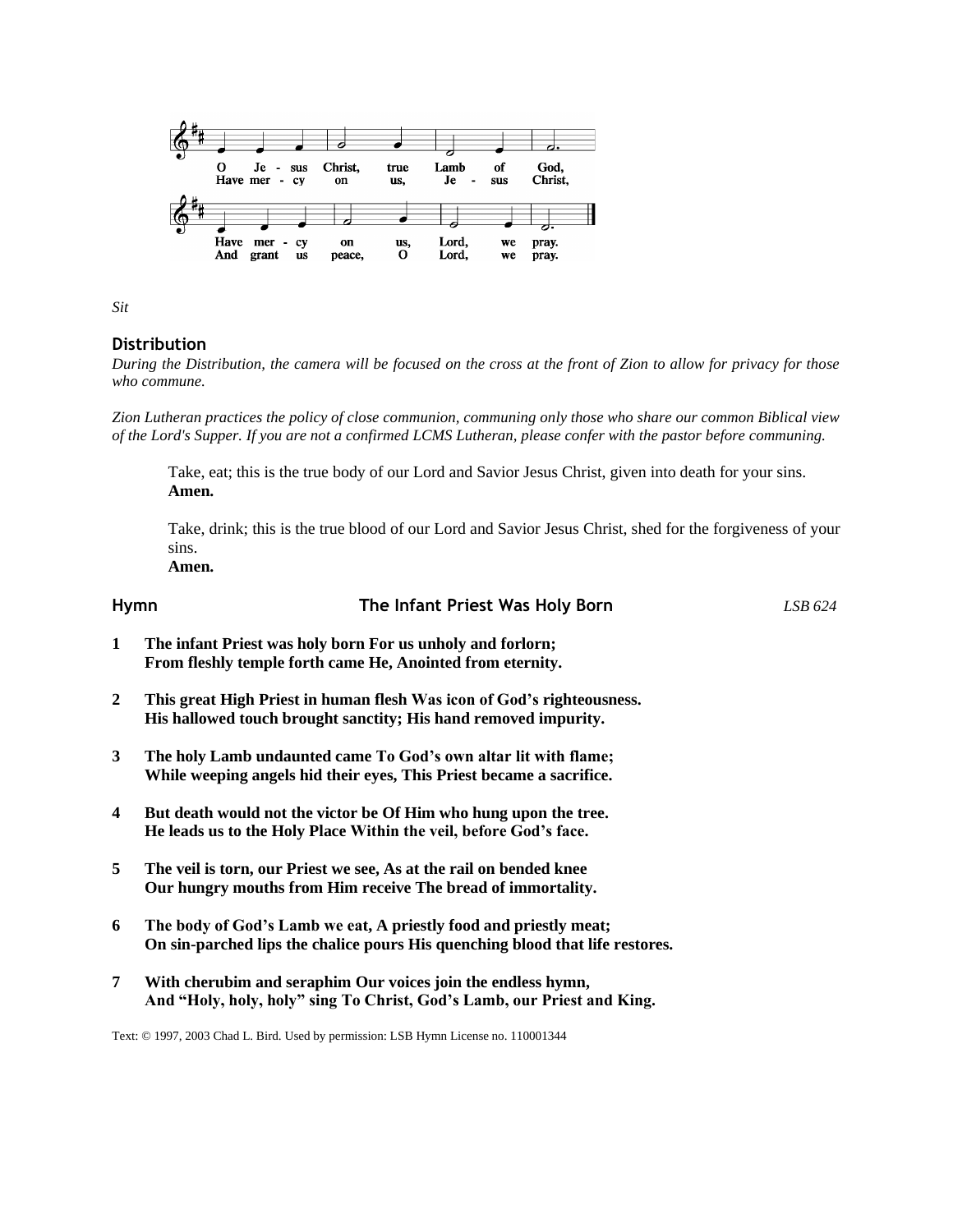O Jesus Christ, true Lamb of God,
Have mercy on us, Lord, we pray.

Have mercy on us, Jesus Christ,
And grant us peace, O Lord, we pray.

*Sit*

### Distribution

*During the Distribution, the camera will be focused on the cross at the front of Zion to allow for privacy for those who commune.*

*Zion Lutheran practices the policy of close communion, communing only those who share our common Biblical view of the Lord's Supper. If you are not a confirmed LCMS Lutheran, please confer with the pastor before communing.*

Take, eat; this is the true body of our Lord and Savior Jesus Christ, given into death for your sins.
**Amen.**

Take, drink; this is the true blood of our Lord and Savior Jesus Christ, shed for the forgiveness of your sins.
**Amen.**

### Hymn — The Infant Priest Was Holy Born — *LSB 624*

**1** **The infant Priest was holy born For us unholy and forlorn;**
**From fleshly temple forth came He, Anointed from eternity.**

**2** **This great High Priest in human flesh Was icon of God's righteousness.**
**His hallowed touch brought sanctity; His hand removed impurity.**

**3** **The holy Lamb undaunted came To God's own altar lit with flame;**
**While weeping angels hid their eyes, This Priest became a sacrifice.**

**4** **But death would not the victor be Of Him who hung upon the tree.**
**He leads us to the Holy Place Within the veil, before God's face.**

**5** **The veil is torn, our Priest we see, As at the rail on bended knee**
**Our hungry mouths from Him receive The bread of immortality.**

**6** **The body of God's Lamb we eat, A priestly food and priestly meat;**
**On sin-parched lips the chalice pours His quenching blood that life restores.**

**7** **With cherubim and seraphim Our voices join the endless hymn,**
**And "Holy, holy, holy" sing To Christ, God's Lamb, our Priest and King.**

Text: © 1997, 2003 Chad L. Bird. Used by permission: LSB Hymn License no. 110001344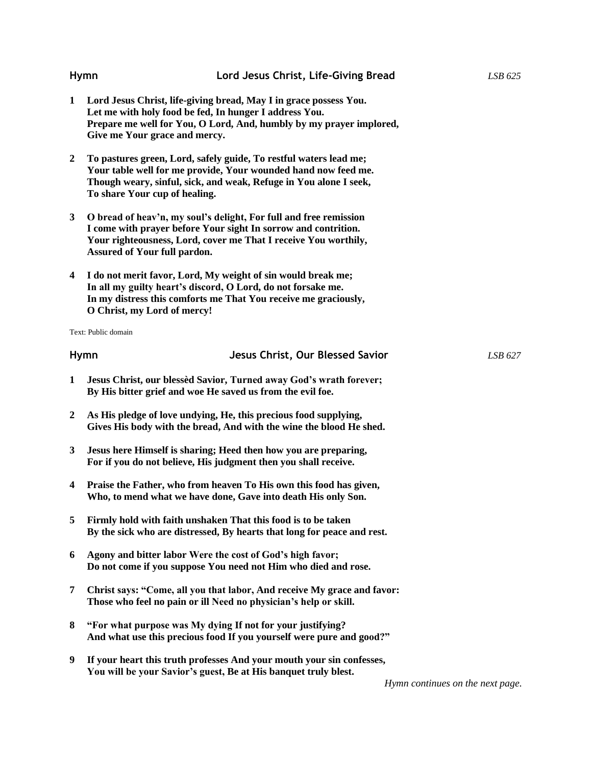## Hymn — Lord Jesus Christ, Life-Giving Bread — *LSB 625*

**1 Lord Jesus Christ, life-giving bread, May I in grace possess You.
Let me with holy food be fed, In hunger I address You.
Prepare me well for You, O Lord, And, humbly by my prayer implored,
Give me Your grace and mercy.**

**2 To pastures green, Lord, safely guide, To restful waters lead me;
Your table well for me provide, Your wounded hand now feed me.
Though weary, sinful, sick, and weak, Refuge in You alone I seek,
To share Your cup of healing.**

**3 O bread of heav'n, my soul's delight, For full and free remission
I come with prayer before Your sight In sorrow and contrition.
Your righteousness, Lord, cover me That I receive You worthily,
Assured of Your full pardon.**

**4 I do not merit favor, Lord, My weight of sin would break me;
In all my guilty heart's discord, O Lord, do not forsake me.
In my distress this comforts me That You receive me graciously,
O Christ, my Lord of mercy!**

Text: Public domain

## Hymn — Jesus Christ, Our Blessed Savior — *LSB 627*

**1 Jesus Christ, our blessèd Savior, Turned away God's wrath forever;
By His bitter grief and woe He saved us from the evil foe.**

**2 As His pledge of love undying, He, this precious food supplying,
Gives His body with the bread, And with the wine the blood He shed.**

**3 Jesus here Himself is sharing; Heed then how you are preparing,
For if you do not believe, His judgment then you shall receive.**

**4 Praise the Father, who from heaven To His own this food has given,
Who, to mend what we have done, Gave into death His only Son.**

**5 Firmly hold with faith unshaken That this food is to be taken
By the sick who are distressed, By hearts that long for peace and rest.**

**6 Agony and bitter labor Were the cost of God's high favor;
Do not come if you suppose You need not Him who died and rose.**

**7 Christ says: "Come, all you that labor, And receive My grace and favor:
Those who feel no pain or ill Need no physician's help or skill.**

**8 "For what purpose was My dying If not for your justifying?
And what use this precious food If you yourself were pure and good?"**

**9 If your heart this truth professes And your mouth your sin confesses,
You will be your Savior's guest, Be at His banquet truly blest.**

*Hymn continues on the next page.*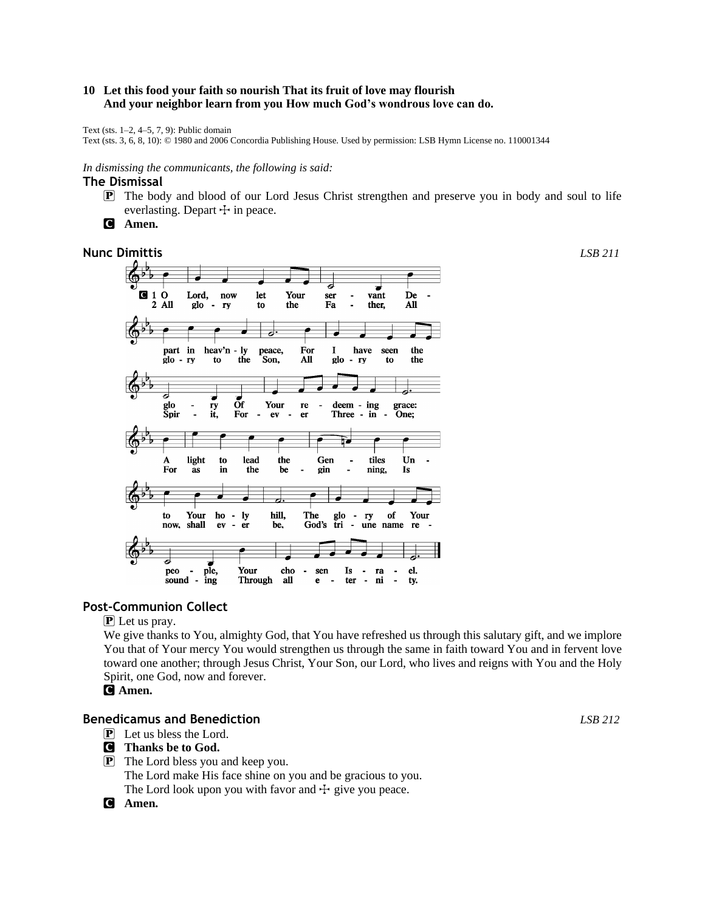**10 Let this food your faith so nourish That its fruit of love may flourish
And your neighbor learn from you How much God's wondrous love can do.**

Text (sts. 1–2, 4–5, 7, 9): Public domain
Text (sts. 3, 6, 8, 10): © 1980 and 2006 Concordia Publishing House. Used by permission: LSB Hymn License no. 110001344

*In dismissing the communicants, the following is said:*

### The Dismissal

P The body and blood of our Lord Jesus Christ strengthen and preserve you in body and soul to life everlasting. Depart ☩ in peace.

C **Amen.**

### Nunc Dimittis *LSB 211*

C 1 O Lord, now let Your servant Depart in heav'nly peace, For I have seen the glory Of Your redeeming grace: A light to lead the Gentiles Unto Your holy hill, The glory of Your people, Your chosen Israel.

2 All glory to the Father, All glory to the Son, All glory to the Spirit, Forever Three-in-One; For as in the beginning, Is now, shall ever be, God's triune name resounding Through all eternity.

### Post-Communion Collect

P Let us pray.

We give thanks to You, almighty God, that You have refreshed us through this salutary gift, and we implore You that of Your mercy You would strengthen us through the same in faith toward You and in fervent love toward one another; through Jesus Christ, Your Son, our Lord, who lives and reigns with You and the Holy Spirit, one God, now and forever.

C **Amen.**

### Benedicamus and Benediction *LSB 212*

P Let us bless the Lord.

C **Thanks be to God.**

P The Lord bless you and keep you.
The Lord make His face shine on you and be gracious to you.
The Lord look upon you with favor and ☩ give you peace.

C **Amen.**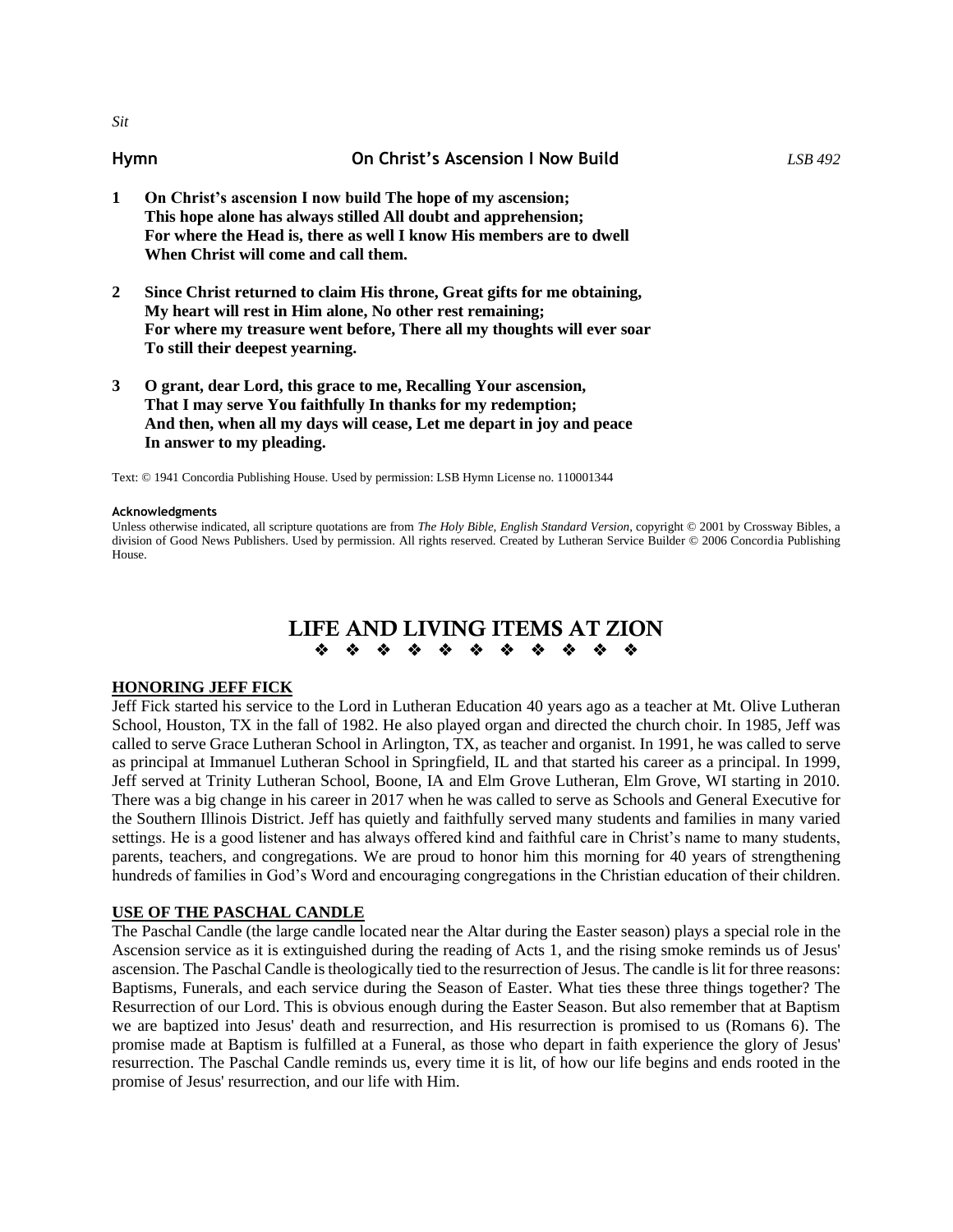*Sit*

**Hymn** **On Christ's Ascension I Now Build** *LSB 492*

**1 On Christ's ascension I now build The hope of my ascension;**
**This hope alone has always stilled All doubt and apprehension;**
**For where the Head is, there as well I know His members are to dwell**
**When Christ will come and call them.**

**2 Since Christ returned to claim His throne, Great gifts for me obtaining,**
**My heart will rest in Him alone, No other rest remaining;**
**For where my treasure went before, There all my thoughts will ever soar**
**To still their deepest yearning.**

**3 O grant, dear Lord, this grace to me, Recalling Your ascension,**
**That I may serve You faithfully In thanks for my redemption;**
**And then, when all my days will cease, Let me depart in joy and peace**
**In answer to my pleading.**

Text: © 1941 Concordia Publishing House. Used by permission: LSB Hymn License no. 110001344

**Acknowledgments**

Unless otherwise indicated, all scripture quotations are from *The Holy Bible, English Standard Version*, copyright © 2001 by Crossway Bibles, a division of Good News Publishers. Used by permission. All rights reserved. Created by Lutheran Service Builder © 2006 Concordia Publishing House.

# LIFE AND LIVING ITEMS AT ZION

❖ ❖ ❖ ❖ ❖ ❖ ❖ ❖ ❖ ❖ ❖ ❖

## HONORING JEFF FICK

Jeff Fick started his service to the Lord in Lutheran Education 40 years ago as a teacher at Mt. Olive Lutheran School, Houston, TX in the fall of 1982. He also played organ and directed the church choir. In 1985, Jeff was called to serve Grace Lutheran School in Arlington, TX, as teacher and organist. In 1991, he was called to serve as principal at Immanuel Lutheran School in Springfield, IL and that started his career as a principal. In 1999, Jeff served at Trinity Lutheran School, Boone, IA and Elm Grove Lutheran, Elm Grove, WI starting in 2010. There was a big change in his career in 2017 when he was called to serve as Schools and General Executive for the Southern Illinois District. Jeff has quietly and faithfully served many students and families in many varied settings. He is a good listener and has always offered kind and faithful care in Christ's name to many students, parents, teachers, and congregations. We are proud to honor him this morning for 40 years of strengthening hundreds of families in God's Word and encouraging congregations in the Christian education of their children.

## USE OF THE PASCHAL CANDLE

The Paschal Candle (the large candle located near the Altar during the Easter season) plays a special role in the Ascension service as it is extinguished during the reading of Acts 1, and the rising smoke reminds us of Jesus' ascension. The Paschal Candle is theologically tied to the resurrection of Jesus. The candle is lit for three reasons: Baptisms, Funerals, and each service during the Season of Easter. What ties these three things together? The Resurrection of our Lord. This is obvious enough during the Easter Season. But also remember that at Baptism we are baptized into Jesus' death and resurrection, and His resurrection is promised to us (Romans 6). The promise made at Baptism is fulfilled at a Funeral, as those who depart in faith experience the glory of Jesus' resurrection. The Paschal Candle reminds us, every time it is lit, of how our life begins and ends rooted in the promise of Jesus' resurrection, and our life with Him.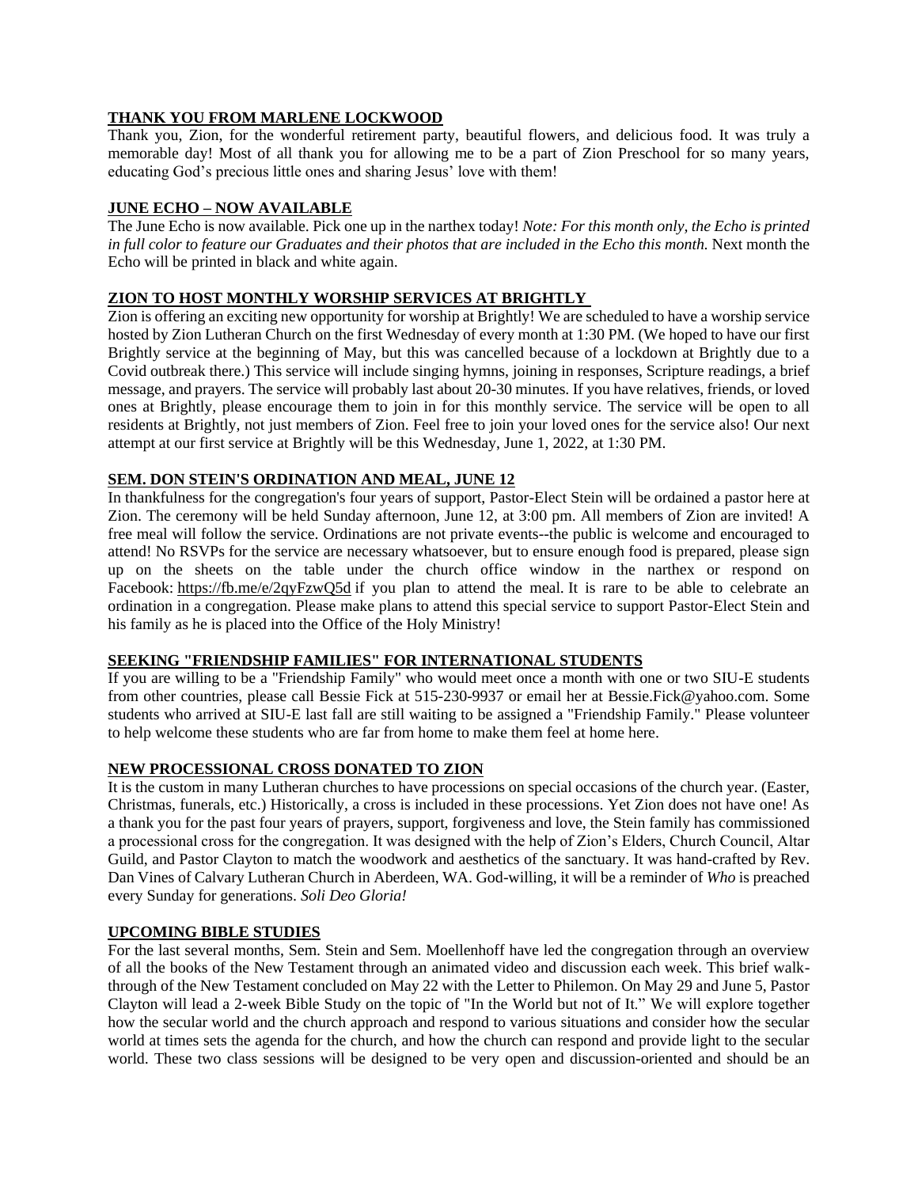**THANK YOU FROM MARLENE LOCKWOOD**

Thank you, Zion, for the wonderful retirement party, beautiful flowers, and delicious food. It was truly a memorable day! Most of all thank you for allowing me to be a part of Zion Preschool for so many years, educating God's precious little ones and sharing Jesus' love with them!

**JUNE ECHO – NOW AVAILABLE**

The June Echo is now available. Pick one up in the narthex today! *Note: For this month only, the Echo is printed in full color to feature our Graduates and their photos that are included in the Echo this month.* Next month the Echo will be printed in black and white again.

**ZION TO HOST MONTHLY WORSHIP SERVICES AT BRIGHTLY**

Zion is offering an exciting new opportunity for worship at Brightly! We are scheduled to have a worship service hosted by Zion Lutheran Church on the first Wednesday of every month at 1:30 PM. (We hoped to have our first Brightly service at the beginning of May, but this was cancelled because of a lockdown at Brightly due to a Covid outbreak there.) This service will include singing hymns, joining in responses, Scripture readings, a brief message, and prayers. The service will probably last about 20-30 minutes. If you have relatives, friends, or loved ones at Brightly, please encourage them to join in for this monthly service. The service will be open to all residents at Brightly, not just members of Zion. Feel free to join your loved ones for the service also! Our next attempt at our first service at Brightly will be this Wednesday, June 1, 2022, at 1:30 PM.

**SEM. DON STEIN'S ORDINATION AND MEAL, JUNE 12**

In thankfulness for the congregation's four years of support, Pastor-Elect Stein will be ordained a pastor here at Zion. The ceremony will be held Sunday afternoon, June 12, at 3:00 pm. All members of Zion are invited! A free meal will follow the service. Ordinations are not private events--the public is welcome and encouraged to attend! No RSVPs for the service are necessary whatsoever, but to ensure enough food is prepared, please sign up on the sheets on the table under the church office window in the narthex or respond on Facebook: https://fb.me/e/2qyFzwQ5d if you plan to attend the meal. It is rare to be able to celebrate an ordination in a congregation. Please make plans to attend this special service to support Pastor-Elect Stein and his family as he is placed into the Office of the Holy Ministry!

**SEEKING "FRIENDSHIP FAMILIES" FOR INTERNATIONAL STUDENTS**

If you are willing to be a "Friendship Family" who would meet once a month with one or two SIU-E students from other countries, please call Bessie Fick at 515-230-9937 or email her at Bessie.Fick@yahoo.com. Some students who arrived at SIU-E last fall are still waiting to be assigned a "Friendship Family." Please volunteer to help welcome these students who are far from home to make them feel at home here.

**NEW PROCESSIONAL CROSS DONATED TO ZION**

It is the custom in many Lutheran churches to have processions on special occasions of the church year. (Easter, Christmas, funerals, etc.) Historically, a cross is included in these processions. Yet Zion does not have one! As a thank you for the past four years of prayers, support, forgiveness and love, the Stein family has commissioned a processional cross for the congregation. It was designed with the help of Zion's Elders, Church Council, Altar Guild, and Pastor Clayton to match the woodwork and aesthetics of the sanctuary. It was hand-crafted by Rev. Dan Vines of Calvary Lutheran Church in Aberdeen, WA. God-willing, it will be a reminder of *Who* is preached every Sunday for generations. *Soli Deo Gloria!*

**UPCOMING BIBLE STUDIES**

For the last several months, Sem. Stein and Sem. Moellenhoff have led the congregation through an overview of all the books of the New Testament through an animated video and discussion each week. This brief walk-through of the New Testament concluded on May 22 with the Letter to Philemon. On May 29 and June 5, Pastor Clayton will lead a 2-week Bible Study on the topic of "In the World but not of It." We will explore together how the secular world and the church approach and respond to various situations and consider how the secular world at times sets the agenda for the church, and how the church can respond and provide light to the secular world. These two class sessions will be designed to be very open and discussion-oriented and should be an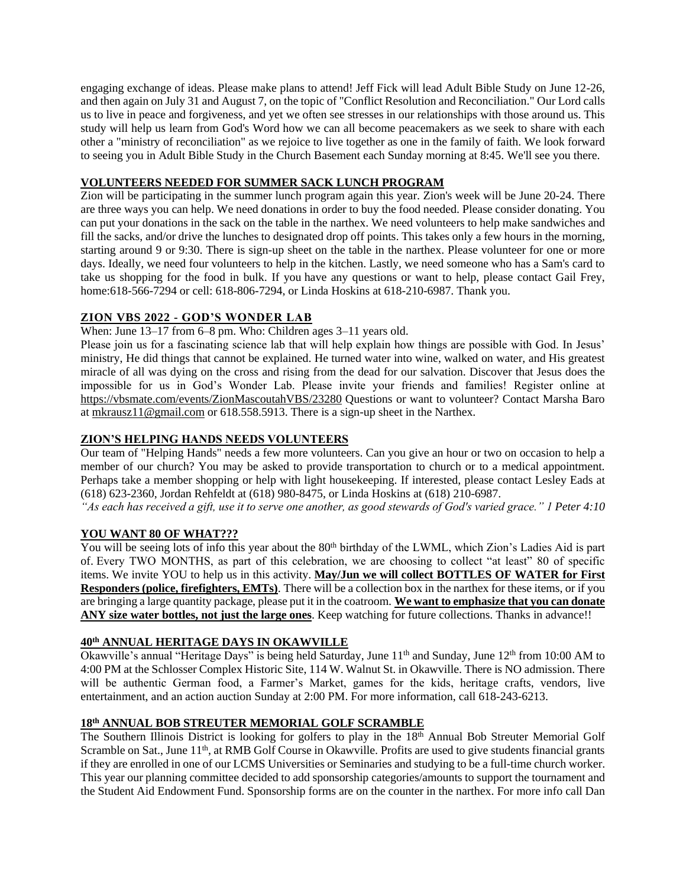engaging exchange of ideas. Please make plans to attend! Jeff Fick will lead Adult Bible Study on June 12-26, and then again on July 31 and August 7, on the topic of "Conflict Resolution and Reconciliation." Our Lord calls us to live in peace and forgiveness, and yet we often see stresses in our relationships with those around us. This study will help us learn from God's Word how we can all become peacemakers as we seek to share with each other a "ministry of reconciliation" as we rejoice to live together as one in the family of faith. We look forward to seeing you in Adult Bible Study in the Church Basement each Sunday morning at 8:45. We'll see you there.

## VOLUNTEERS NEEDED FOR SUMMER SACK LUNCH PROGRAM

Zion will be participating in the summer lunch program again this year. Zion's week will be June 20-24. There are three ways you can help. We need donations in order to buy the food needed. Please consider donating. You can put your donations in the sack on the table in the narthex. We need volunteers to help make sandwiches and fill the sacks, and/or drive the lunches to designated drop off points. This takes only a few hours in the morning, starting around 9 or 9:30. There is sign-up sheet on the table in the narthex. Please volunteer for one or more days. Ideally, we need four volunteers to help in the kitchen. Lastly, we need someone who has a Sam's card to take us shopping for the food in bulk. If you have any questions or want to help, please contact Gail Frey, home:618-566-7294 or cell: 618-806-7294, or Linda Hoskins at 618-210-6987. Thank you.

## ZION VBS 2022 - GOD'S WONDER LAB

When: June 13–17 from 6–8 pm. Who: Children ages 3–11 years old.

Please join us for a fascinating science lab that will help explain how things are possible with God. In Jesus' ministry, He did things that cannot be explained. He turned water into wine, walked on water, and His greatest miracle of all was dying on the cross and rising from the dead for our salvation. Discover that Jesus does the impossible for us in God's Wonder Lab. Please invite your friends and families! Register online at https://vbsmate.com/events/ZionMascoutahVBS/23280 Questions or want to volunteer? Contact Marsha Baro at mkrausz11@gmail.com or 618.558.5913. There is a sign-up sheet in the Narthex.

## ZION'S HELPING HANDS NEEDS VOLUNTEERS

Our team of "Helping Hands" needs a few more volunteers. Can you give an hour or two on occasion to help a member of our church? You may be asked to provide transportation to church or to a medical appointment. Perhaps take a member shopping or help with light housekeeping. If interested, please contact Lesley Eads at (618) 623-2360, Jordan Rehfeldt at (618) 980-8475, or Linda Hoskins at (618) 210-6987.

*"As each has received a gift, use it to serve one another, as good stewards of God's varied grace." 1 Peter 4:10*

## YOU WANT 80 OF WHAT???

You will be seeing lots of info this year about the 80th birthday of the LWML, which Zion's Ladies Aid is part of. Every TWO MONTHS, as part of this celebration, we are choosing to collect "at least" 80 of specific items. We invite YOU to help us in this activity. **May/Jun we will collect BOTTLES OF WATER for First Responders (police, firefighters, EMTs)**. There will be a collection box in the narthex for these items, or if you are bringing a large quantity package, please put it in the coatroom. **We want to emphasize that you can donate ANY size water bottles, not just the large ones**. Keep watching for future collections. Thanks in advance!!

## 40th ANNUAL HERITAGE DAYS IN OKAWVILLE

Okawville's annual "Heritage Days" is being held Saturday, June 11th and Sunday, June 12th from 10:00 AM to 4:00 PM at the Schlosser Complex Historic Site, 114 W. Walnut St. in Okawville. There is NO admission. There will be authentic German food, a Farmer's Market, games for the kids, heritage crafts, vendors, live entertainment, and an action auction Sunday at 2:00 PM. For more information, call 618-243-6213.

## 18th ANNUAL BOB STREUTER MEMORIAL GOLF SCRAMBLE

The Southern Illinois District is looking for golfers to play in the 18th Annual Bob Streuter Memorial Golf Scramble on Sat., June 11th, at RMB Golf Course in Okawville. Profits are used to give students financial grants if they are enrolled in one of our LCMS Universities or Seminaries and studying to be a full-time church worker. This year our planning committee decided to add sponsorship categories/amounts to support the tournament and the Student Aid Endowment Fund. Sponsorship forms are on the counter in the narthex. For more info call Dan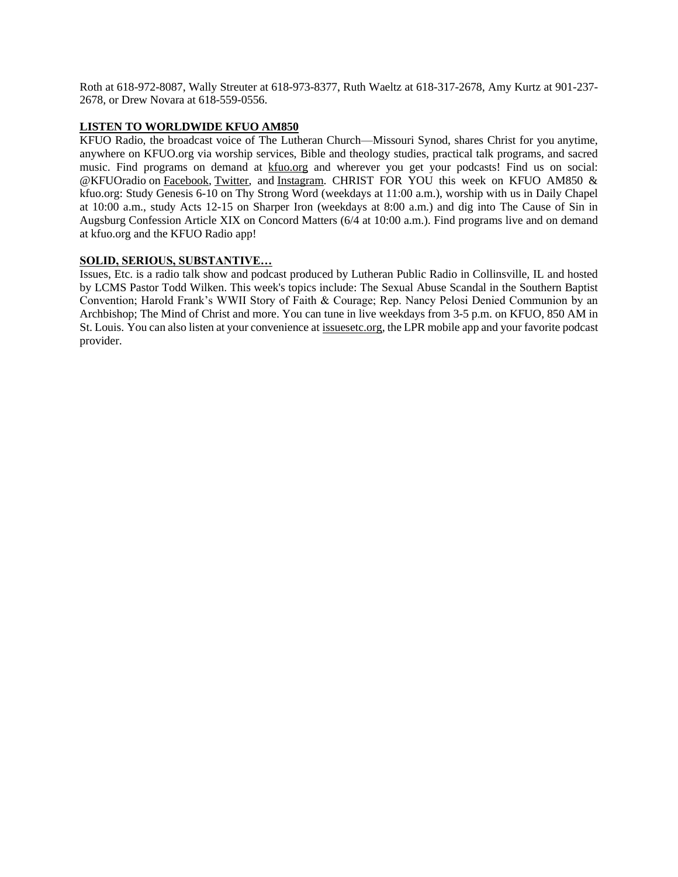Roth at 618-972-8087, Wally Streuter at 618-973-8377, Ruth Waeltz at 618-317-2678, Amy Kurtz at 901-237-2678, or Drew Novara at 618-559-0556.

**LISTEN TO WORLDWIDE KFUO AM850**

KFUO Radio, the broadcast voice of The Lutheran Church—Missouri Synod, shares Christ for you anytime, anywhere on KFUO.org via worship services, Bible and theology studies, practical talk programs, and sacred music. Find programs on demand at kfuo.org and wherever you get your podcasts! Find us on social: @KFUOradio on Facebook, Twitter, and Instagram. CHRIST FOR YOU this week on KFUO AM850 & kfuo.org: Study Genesis 6-10 on Thy Strong Word (weekdays at 11:00 a.m.), worship with us in Daily Chapel at 10:00 a.m., study Acts 12-15 on Sharper Iron (weekdays at 8:00 a.m.) and dig into The Cause of Sin in Augsburg Confession Article XIX on Concord Matters (6/4 at 10:00 a.m.). Find programs live and on demand at kfuo.org and the KFUO Radio app!

**SOLID, SERIOUS, SUBSTANTIVE…**

Issues, Etc. is a radio talk show and podcast produced by Lutheran Public Radio in Collinsville, IL and hosted by LCMS Pastor Todd Wilken. This week's topics include: The Sexual Abuse Scandal in the Southern Baptist Convention; Harold Frank's WWII Story of Faith & Courage; Rep. Nancy Pelosi Denied Communion by an Archbishop; The Mind of Christ and more. You can tune in live weekdays from 3-5 p.m. on KFUO, 850 AM in St. Louis. You can also listen at your convenience at issuesetc.org, the LPR mobile app and your favorite podcast provider.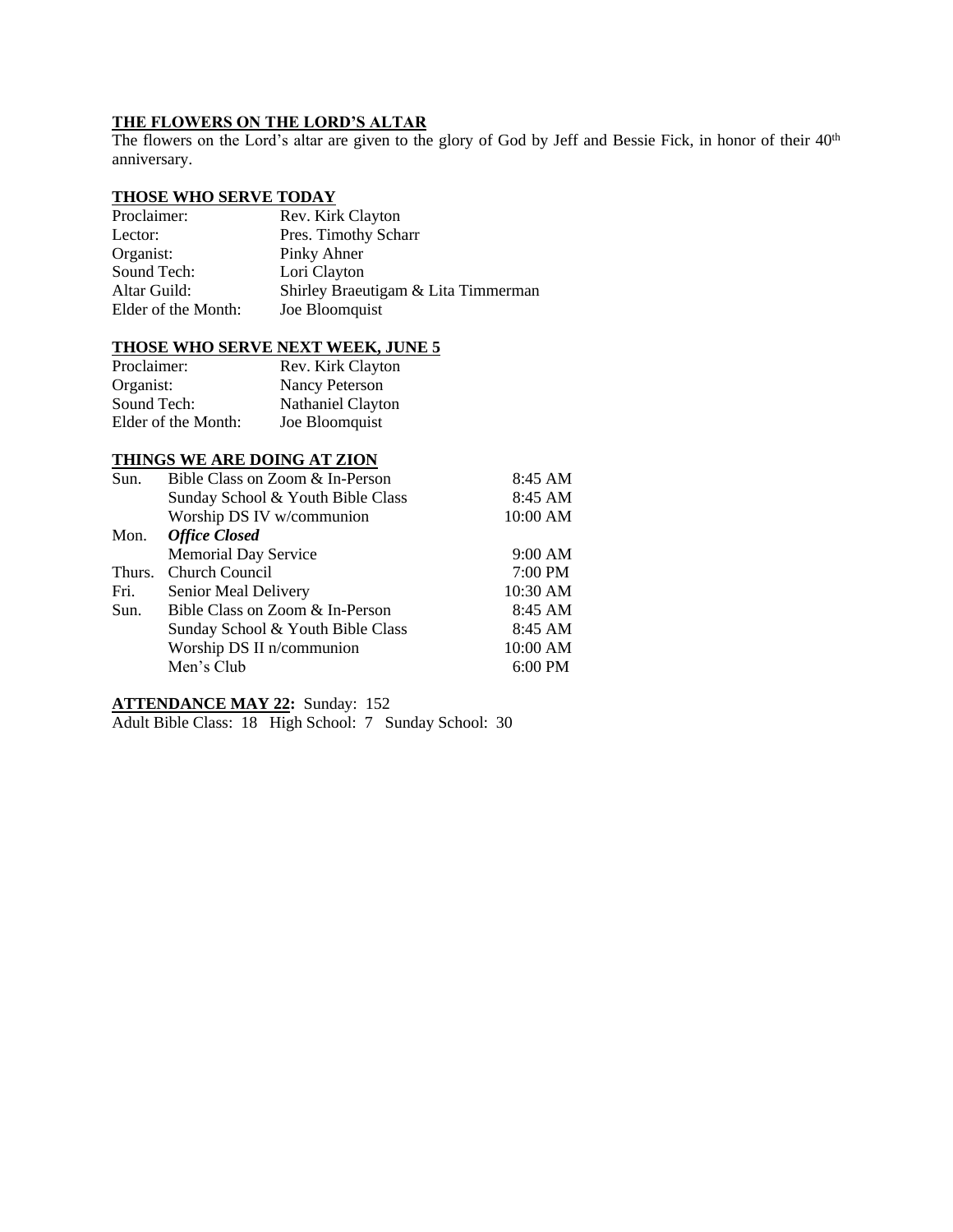**THE FLOWERS ON THE LORD'S ALTAR**

The flowers on the Lord's altar are given to the glory of God by Jeff and Bessie Fick, in honor of their 40th anniversary.

**THOSE WHO SERVE TODAY**

| | |
|---|---|
| Proclaimer: | Rev. Kirk Clayton |
| Lector: | Pres. Timothy Scharr |
| Organist: | Pinky Ahner |
| Sound Tech: | Lori Clayton |
| Altar Guild: | Shirley Braeutigam & Lita Timmerman |
| Elder of the Month: | Joe Bloomquist |

**THOSE WHO SERVE NEXT WEEK, JUNE 5**

| | |
|---|---|
| Proclaimer: | Rev. Kirk Clayton |
| Organist: | Nancy Peterson |
| Sound Tech: | Nathaniel Clayton |
| Elder of the Month: | Joe Bloomquist |

**THINGS WE ARE DOING AT ZION**

| | | |
|---|---|---|
| Sun. | Bible Class on Zoom & In-Person | 8:45 AM |
| | Sunday School & Youth Bible Class | 8:45 AM |
| | Worship DS IV w/communion | 10:00 AM |
| Mon. | ***Office Closed*** | |
| | Memorial Day Service | 9:00 AM |
| Thurs. | Church Council | 7:00 PM |
| Fri. | Senior Meal Delivery | 10:30 AM |
| Sun. | Bible Class on Zoom & In-Person | 8:45 AM |
| | Sunday School & Youth Bible Class | 8:45 AM |
| | Worship DS II n/communion | 10:00 AM |
| | Men's Club | 6:00 PM |

**ATTENDANCE MAY 22:** Sunday: 152

Adult Bible Class: 18 High School: 7 Sunday School: 30